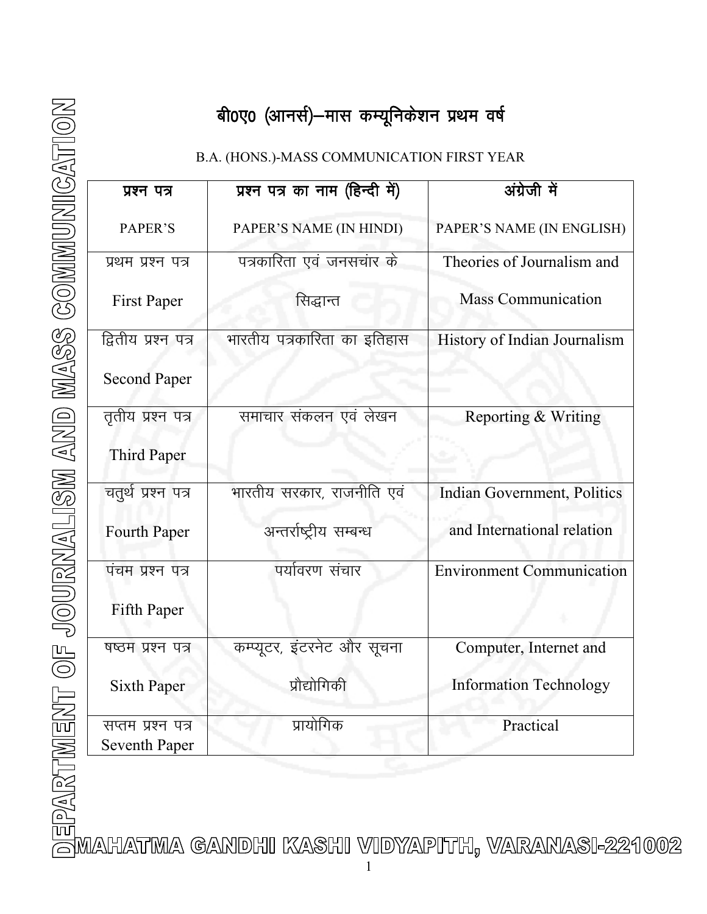# बी0ए0 (आनर्स)–मास कम्यूनिकेशन प्रथम वर्ष

B.A. (HONS.)-MASS COMMUNICATION FIRST YEAR

| प्रश्न पत्र<br>PAPER'S | प्रश्न पत्र का नाम (हिन्दी में)<br>PAPER'S NAME (IN HINDI) | अंग्रेजी में<br>PAPER'S NAME (IN ENGLISH) |
|---|---|---|
| प्रथम प्रश्न पत्र<br>First Paper | पत्रकारिता एवं जनसचांर के सिद्धान्त | Theories of Journalism and Mass Communication |
| द्वितीय प्रश्न पत्र<br>Second Paper | भारतीय पत्रकारिता का इतिहास | History of Indian Journalism |
| तृतीय प्रश्न पत्र<br>Third Paper | समाचार संकलन एवं लेखन | Reporting & Writing |
| चतुर्थ प्रश्न पत्र<br>Fourth Paper | भारतीय सरकार, राजनीति एवं अन्तर्राष्ट्रीय सम्बन्ध | Indian Government, Politics and International relation |
| पंचम प्रश्न पत्र<br>Fifth Paper | पर्यावरण संचार | Environment Communication |
| षष्ठम प्रश्न पत्र<br>Sixth Paper | कम्प्यूटर, इंटरनेट और सूचना प्रौद्योगिकी | Computer, Internet and Information Technology |
| सप्तम प्रश्न पत्र<br>Seventh Paper | प्रायोगिक | Practical |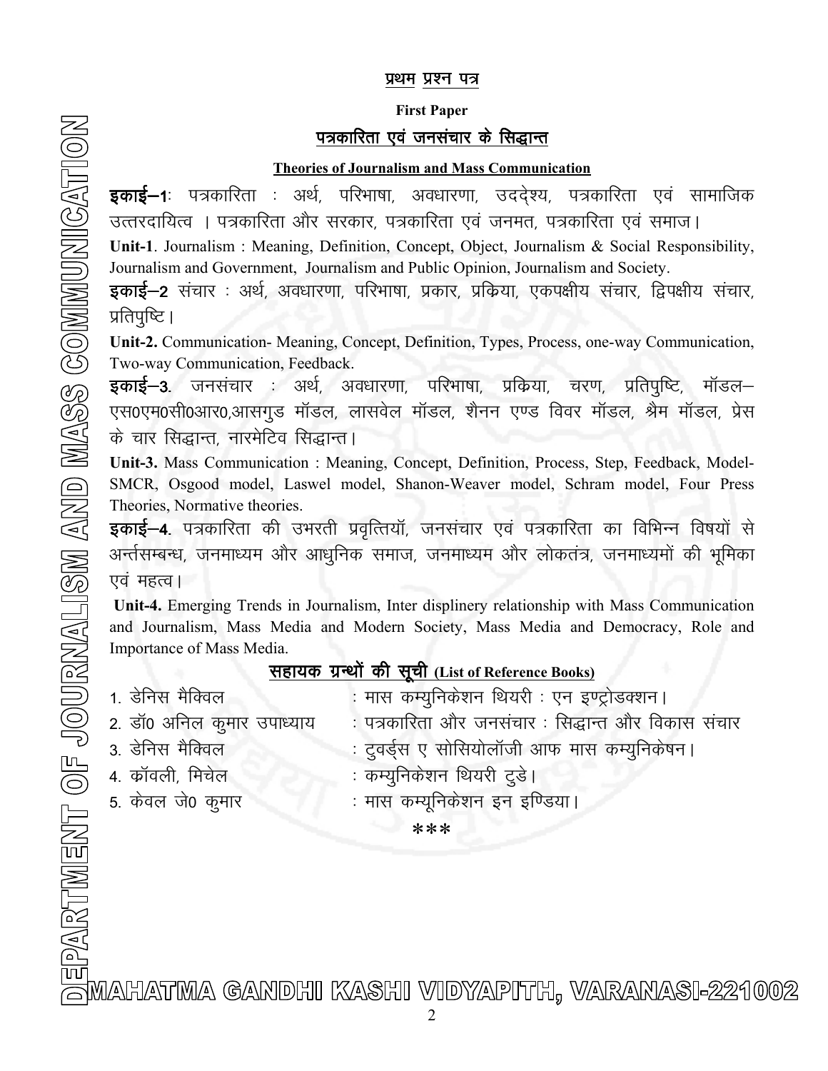## प्रथम प्रश्न पत्र

**First Paper**

## पत्रकारिता एवं जनसंचार के सिद्धान्त

**Theories of Journalism and Mass Communication**

**इकाई–1**: पत्रकारिता : अर्थ, परिभाषा, अवधारणा, उद्देश्य, पत्रकारिता एवं सामाजिक उत्तरदायित्व । पत्रकारिता और सरकार, पत्रकारिता एवं जनमत, पत्रकारिता एवं समाज।

**Unit-1**. Journalism : Meaning, Definition, Concept, Object, Journalism & Social Responsibility, Journalism and Government, Journalism and Public Opinion, Journalism and Society.

**इकाई–2** संचार : अर्थ, अवधारणा, परिभाषा, प्रकार, प्रक्रिया, एकपक्षीय संचार, द्विपक्षीय संचार, प्रतिपुष्टि।

**Unit-2.** Communication- Meaning, Concept, Definition, Types, Process, one-way Communication, Two-way Communication, Feedback.

**इकाई–3.** जनसंचार : अर्थ, अवधारणा, परिभाषा, प्रक्रिया, चरण, प्रतिपुष्टि, मॉडल–एस0एम0सी0आर0,आसगुड मॉडल, लासवेल मॉडल, शैनन एण्ड विवर मॉडल, श्रैम मॉडल, प्रेस के चार सिद्धान्त, नारमेटिव सिद्धान्त।

**Unit-3.** Mass Communication : Meaning, Concept, Definition, Process, Step, Feedback, Model-SMCR, Osgood model, Laswel model, Shanon-Weaver model, Schram model, Four Press Theories, Normative theories.

**इकाई–4.** पत्रकारिता की उभरती प्रवृत्तियॉ, जनसंचार एवं पत्रकारिता का विभिन्न विषयों से अर्न्तसम्बन्ध, जनमाध्यम और आधुनिक समाज, जनमाध्यम और लोकतंत्र, जनमाध्यमों की भूमिका एवं महत्व।

**Unit-4.** Emerging Trends in Journalism, Inter displinery relationship with Mass Communication and Journalism, Mass Media and Modern Society, Mass Media and Democracy, Role and Importance of Mass Media.

### सहायक ग्रन्थों की सूची (List of Reference Books)

1. डेनिस मैक्विल : मास कम्युनिकेशन थियरी : एन इण्ट्रोडक्शन।
2. डॉ0 अनिल कुमार उपाध्याय : पत्रकारिता और जनसंचार : सिद्धान्त और विकास संचार
3. डेनिस मैक्विल : टुवर्ड्स ए सोसियोलॉजी आफ मास कम्युनिकेषन।
4. कॉवली, मिचेल : कम्युनिकेशन थियरी टुडे।
5. केवल जे0 कुमार : मास कम्यूनिकेशन इन इण्डिया।

***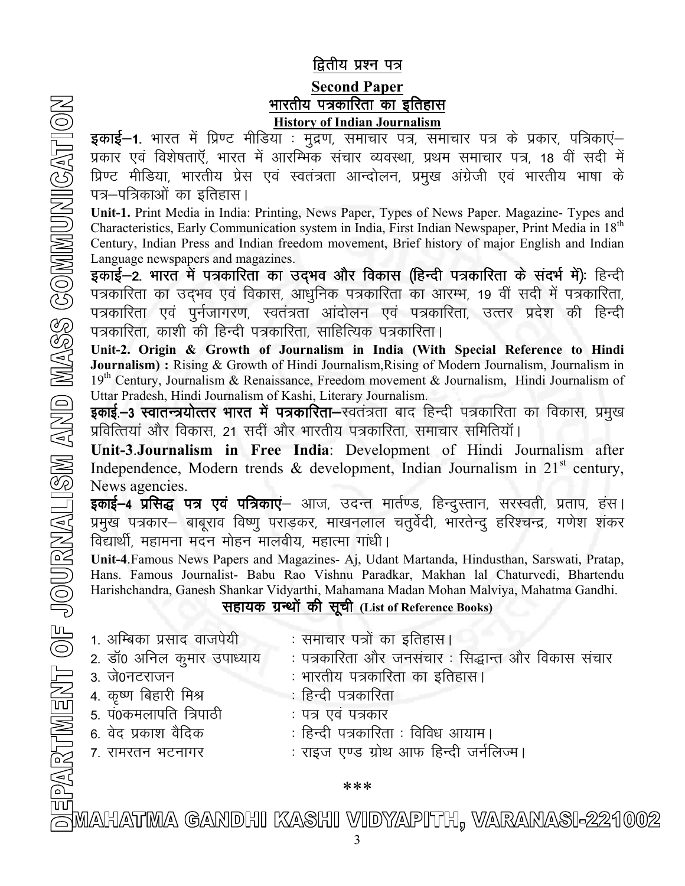## द्वितीय प्रश्न पत्र

## Second Paper

## भारतीय पत्रकारिता का इतिहास

### History of Indian Journalism

**इकाई–1.** भारत में प्रिण्ट मीडिया : मुद्रण, समाचार पत्र, समाचार पत्र के प्रकार, पत्रिकाएं– प्रकार एवं विशेषताएँ, भारत में आरम्भिक संचार व्यवस्था, प्रथम समाचार पत्र, 18 वीं सदी में प्रिण्ट मीडिया, भारतीय प्रेस एवं स्वतंत्रता आन्दोलन, प्रमुख अंग्रेजी एवं भारतीय भाषा के पत्र–पत्रिकाओं का इतिहास।

**Unit-1.** Print Media in India: Printing, News Paper, Types of News Paper. Magazine- Types and Characteristics, Early Communication system in India, First Indian Newspaper, Print Media in 18th Century, Indian Press and Indian freedom movement, Brief history of major English and Indian Language newspapers and magazines.

**इकाई–2. भारत में पत्रकारिता का उद्‌भव और विकास (हिन्दी पत्रकारिता के संदर्भ में):** हिन्दी पत्रकारिता का उद्‌भव एवं विकास, आधुनिक पत्रकारिता का आरम्भ, 19 वीं सदी में पत्रकारिता, पत्रकारिता एवं पुर्नजागरण, स्वतंत्रता आंदोलन एवं पत्रकारिता, उत्तर प्रदेश की हिन्दी पत्रकारिता, काशी की हिन्दी पत्रकारिता, साहित्यिक पत्रकारिता।

**Unit-2. Origin & Growth of Journalism in India (With Special Reference to Hindi Journalism) :** Rising & Growth of Hindi Journalism,Rising of Modern Journalism, Journalism in 19th Century, Journalism & Renaissance, Freedom movement & Journalism, Hindi Journalism of Uttar Pradesh, Hindi Journalism of Kashi, Literary Journalism.

**इकाई.–3 स्वातन्त्रयोत्तर भारत में पत्रकारिता**–स्वतंत्रता बाद हिन्दी पत्रकारिता का विकास, प्रमुख प्रवित्तियां और विकास, 21 सदीं और भारतीय पत्रकारिता, समाचार समितियॉ।

**Unit-3.Journalism in Free India**: Development of Hindi Journalism after Independence, Modern trends & development, Indian Journalism in 21st century, News agencies.

**इकाई–4 प्रसिद्ध पत्र एवं पत्रिकाएं**– आज, उदन्त मार्तण्ड, हिन्दुस्तान, सरस्वती, प्रताप, हंस। प्रमुख पत्रकार– बाबूराव विष्णु पराड़कर, माखनलाल चतुर्वेदी, भारतेन्दु हरिश्चन्द्र, गणेश शंकर विद्यार्थी, महामना मदन मोहन मालवीय, महात्मा गांधी।

**Unit-4**.Famous News Papers and Magazines- Aj, Udant Martanda, Hindusthan, Sarswati, Pratap, Hans. Famous Journalist- Babu Rao Vishnu Paradkar, Makhan lal Chaturvedi, Bhartendu Harishchandra, Ganesh Shankar Vidyarthi, Mahamana Madan Mohan Malviya, Mahatma Gandhi.

### सहायक ग्रन्थों की सूची (List of Reference Books)

1. अम्बिका प्रसाद वाजपेयी : समाचार पत्रों का इतिहास।
2. डॉ0 अनिल कुमार उपाध्याय : पत्रकारिता और जनसंचार : सिद्धान्त और विकास संचार
3. जे0नटराजन : भारतीय पत्रकारिता का इतिहास।
4. कृष्ण बिहारी मिश्र : हिन्दी पत्रकारिता
5. पं0कमलापति त्रिपाठी : पत्र एवं पत्रकार
6. वेद प्रकाश वैदिक : हिन्दी पत्रकारिता : विविध आयाम।
7. रामरतन भटनागर : राइज एण्ड ग्रोथ आफ हिन्दी जर्नलिज्म।

***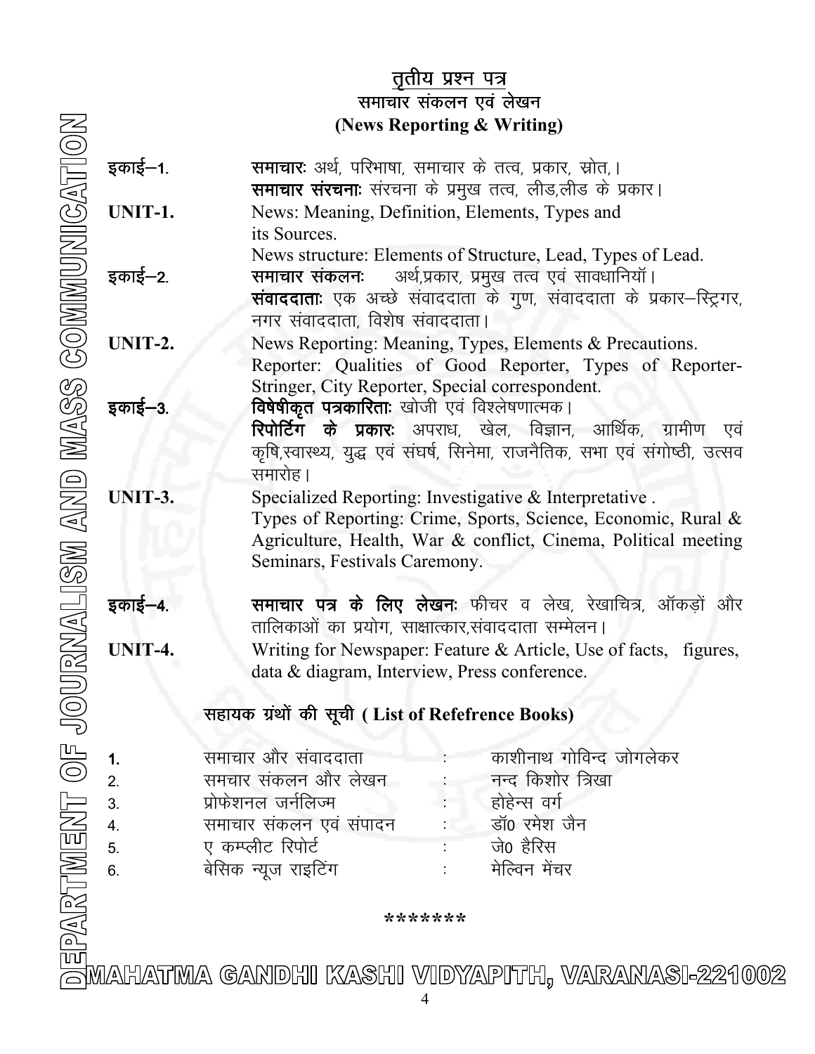## तृतीय प्रश्न पत्र
## समाचार संकलन एवं लेखन
## (News Reporting & Writing)

**इकाई–1.** **समाचारः** अर्थ, परिभाषा, समाचार के तत्व, प्रकार, स्रोत,।
**समाचार संरचनाः** संरचना के प्रमुख तत्व, लीड,लीड के प्रकार।

**UNIT-1.** News: Meaning, Definition, Elements, Types and its Sources.
News structure: Elements of Structure, Lead, Types of Lead.

**इकाई–2.** **समाचार संकलनः** अर्थ,प्रकार, प्रमुख तत्व एवं सावधानियॉ।
**संवाददाताः** एक अच्छे संवाददाता के गुण, संवाददाता के प्रकार–स्ट्रिगर, नगर संवाददाता, विशेष संवाददाता।

**UNIT-2.** News Reporting: Meaning, Types, Elements & Precautions.
Reporter: Qualities of Good Reporter, Types of Reporter- Stringer, City Reporter, Special correspondent.

**इकाई–3.** **विषेषीकृत पत्रकारिताः** खोजी एवं विश्लेषणात्मक।
**रिपोर्टिंग के प्रकारः** अपराध, खेल, विज्ञान, आर्थिक, ग्रामीण एवं कृषि,स्वास्थ्य, युद्ध एवं संघर्ष, सिनेमा, राजनैतिक, सभा एवं संगोष्ठी, उत्सव समारोह।

**UNIT-3.** Specialized Reporting: Investigative & Interpretative .
Types of Reporting: Crime, Sports, Science, Economic, Rural & Agriculture, Health, War & conflict, Cinema, Political meeting Seminars, Festivals Caremony.

**इकाई–4.** **समाचार पत्र के लिए लेखनः** फीचर व लेख, रेखाचित्र, ऑकड़ों और तालिकाओं का प्रयोग, साक्षात्कार,संवाददाता सम्मेलन।

**UNIT-4.** Writing for Newspaper: Feature & Article, Use of facts, figures, data & diagram, Interview, Press conference.

### सहायक ग्रंथों की सूची ( List of Refefrence Books)

| | | | |
|---|---|---|---|
| 1. | समाचार और संवाददाता | : | काशीनाथ गोविन्द जोगलेकर |
| 2. | समचार संकलन और लेखन | : | नन्द किशोर त्रिखा |
| 3. | प्रोफेशनल जर्नलिज्म | : | होहेन्स वर्ग |
| 4. | समाचार संकलन एवं संपादन | : | डॉ0 रमेश जैन |
| 5. | ए कम्प्लीट रिपोर्ट | : | जे0 हैरिस |
| 6. | बेसिक न्यूज राइटिंग | : | मेल्विन मेंचर |

*******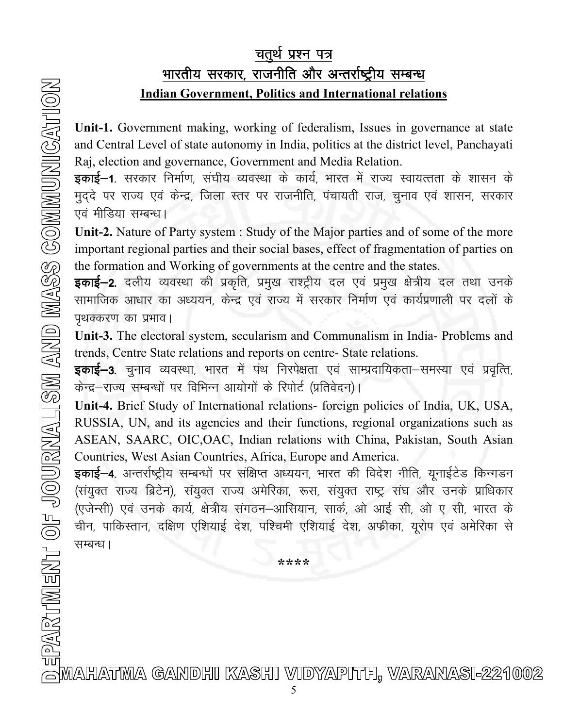## चतुर्थ प्रश्न पत्र

## भारतीय सरकार, राजनीति और अन्तर्राष्ट्रीय सम्बन्ध

## Indian Government, Politics and International relations

**Unit-1.** Government making, working of federalism, Issues in governance at state and Central Level of state autonomy in India, politics at the district level, Panchayati Raj, election and governance, Government and Media Relation.

**इकाई–1.** सरकार निर्माण, संघीय व्यवस्था के कार्य, भारत में राज्य स्वायत्तता के शासन के मुद्दे पर राज्य एवं केन्द्र, जिला स्तर पर राजनीति, पंचायती राज, चुनाव एवं शासन, सरकार एवं मीडिया सम्बन्ध।

**Unit-2.** Nature of Party system : Study of the Major parties and of some of the more important regional parties and their social bases, effect of fragmentation of parties on the formation and Working of governments at the centre and the states.

**इकाई–2.** दलीय व्यवस्था की प्रकृति, प्रमुख राश्ट्रीय दल एवं प्रमुख क्षेत्रीय दल तथा उनके सामाजिक आधार का अध्ययन, केन्द्र एवं राज्य में सरकार निर्माण एवं कार्यप्रणाली पर दलों के पृथक्करण का प्रभाव।

**Unit-3.** The electoral system, secularism and Communalism in India- Problems and trends, Centre State relations and reports on centre- State relations.

**इकाई–3.** चुनाव व्यवस्था, भारत में पंथ निरपेक्षता एवं साम्प्रदायिकता–समस्या एवं प्रवृत्ति, केन्द्र–राज्य सम्बन्धों पर विभिन्न आयोगों के रिपोर्ट (प्रतिवेदन)।

**Unit-4.** Brief Study of International relations- foreign policies of India, UK, USA, RUSSIA, UN, and its agencies and their functions, regional organizations such as ASEAN, SAARC, OIC,OAC, Indian relations with China, Pakistan, South Asian Countries, West Asian Countries, Africa, Europe and America.

**इकाई–4.** अन्तर्राष्ट्रीय सम्बन्धों पर संक्षिप्त अध्ययन, भारत की विदेश नीति, यूनाईटेड किन्गडन (संयुक्त राज्य ब्रिटेन), संयुक्त राज्य अमेरिका, रूस, संयुक्त राष्ट्र संघ और उनके प्राधिकार (एजेन्सी) एवं उनके कार्य, क्षेत्रीय संगठन–आसियान, सार्क, ओ आई सी, ओ ए सी, भारत के चीन, पाकिस्तान, दक्षिण एशियाई देश, पश्चिमी एशियाई देश, अफ्रीका, यूरोप एवं अमेरिका से सम्बन्ध।

\*\*\*\*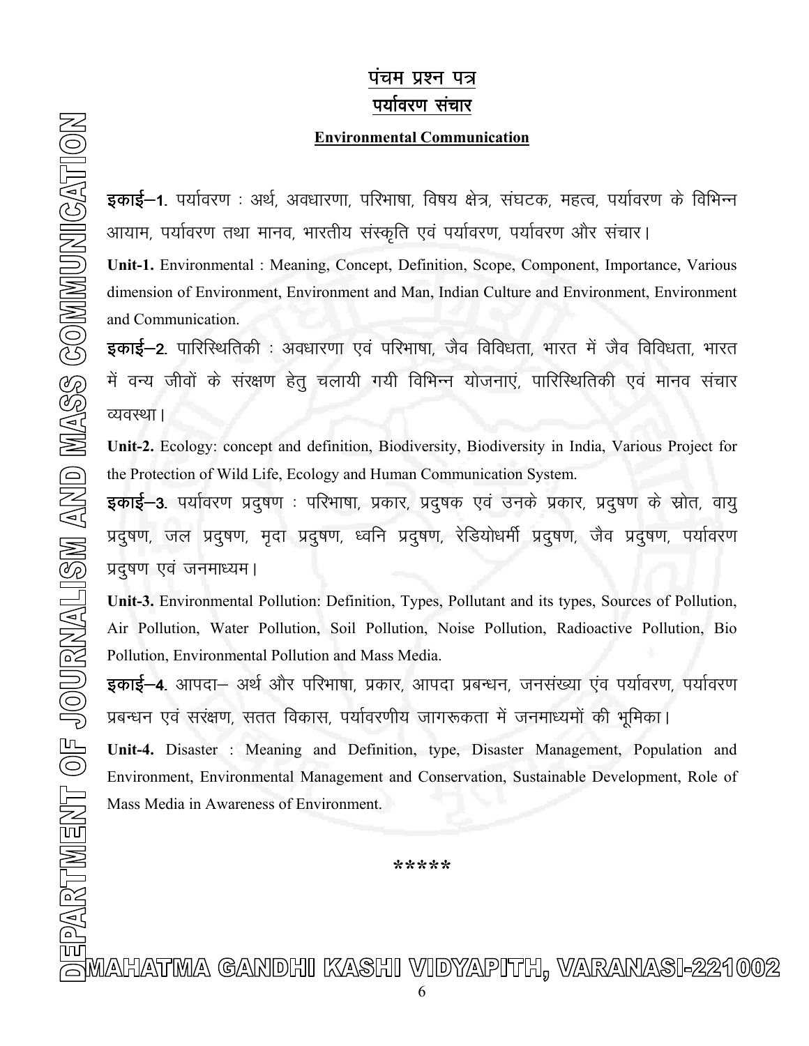## पंचम प्रश्न पत्र

## पर्यावरण संचार

### Environmental Communication

**इकाई–1.** पर्यावरण : अर्थ, अवधारणा, परिभाषा, विषय क्षेत्र, संघटक, महत्व, पर्यावरण के विभिन्न आयाम, पर्यावरण तथा मानव, भारतीय संस्कृति एवं पर्यावरण, पर्यावरण और संचार।

**Unit-1.** Environmental : Meaning, Concept, Definition, Scope, Component, Importance, Various dimension of Environment, Environment and Man, Indian Culture and Environment, Environment and Communication.

**इकाई–2.** पारिस्थितिकी : अवधारणा एवं परिभाषा, जैव विविधता, भारत में जैव विविधता, भारत में वन्य जीवों के संरक्षण हेतु चलायी गयी विभिन्न योजनाएं, पारिस्थितिकी एवं मानव संचार व्यवस्था।

**Unit-2.** Ecology: concept and definition, Biodiversity, Biodiversity in India, Various Project for the Protection of Wild Life, Ecology and Human Communication System.

**इकाई–3.** पर्यावरण प्रदुषण : परिभाषा, प्रकार, प्रदुषक एवं उनके प्रकार, प्रदुषण के स्रोत, वायु प्रदुषण, जल प्रदुषण, मृदा प्रदुषण, ध्वनि प्रदुषण, रेडियोधर्मी प्रदुषण, जैव प्रदुषण, पर्यावरण प्रदुषण एवं जनमाध्यम।

**Unit-3.** Environmental Pollution: Definition, Types, Pollutant and its types, Sources of Pollution, Air Pollution, Water Pollution, Soil Pollution, Noise Pollution, Radioactive Pollution, Bio Pollution, Environmental Pollution and Mass Media.

**इकाई–4.** आपदा– अर्थ और परिभाषा, प्रकार, आपदा प्रबन्धन, जनसंख्या एंव पर्यावरण, पर्यावरण प्रबन्धन एवं सरंक्षण, सतत विकास, पर्यावरणीय जागरूकता में जनमाध्यमों की भूमिका।

**Unit-4.** Disaster : Meaning and Definition, type, Disaster Management, Population and Environment, Environmental Management and Conservation, Sustainable Development, Role of Mass Media in Awareness of Environment.

*****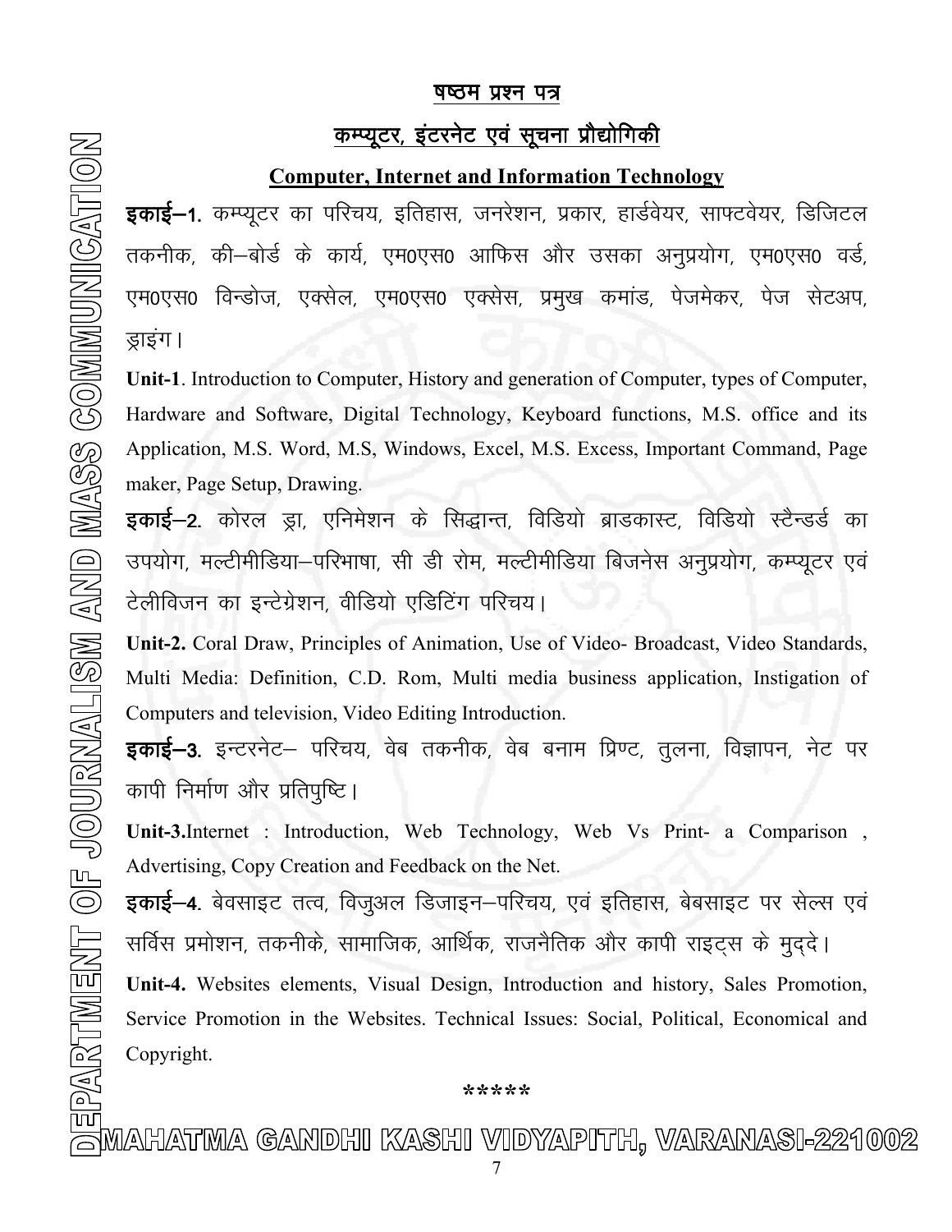## षष्ठम प्रश्न पत्र

## कम्प्यूटर, इंटरनेट एवं सूचना प्रौद्योगिकी

## Computer, Internet and Information Technology

**इकाई–1.** कम्प्यूटर का परिचय, इतिहास, जनरेशन, प्रकार, हार्डवेयर, साफ्टवेयर, डिजिटल तकनीक, की–बोर्ड के कार्य, एम0एस0 आफिस और उसका अनुप्रयोग, एम0एस0 वर्ड, एम0एस0 विन्डोज, एक्सेल, एम0एस0 एक्सेस, प्रमुख कमांड, पेजमेकर, पेज सेटअप, ड्राइंग।

**Unit-1**. Introduction to Computer, History and generation of Computer, types of Computer, Hardware and Software, Digital Technology, Keyboard functions, M.S. office and its Application, M.S. Word, M.S, Windows, Excel, M.S. Excess, Important Command, Page maker, Page Setup, Drawing.

**इकाई–2.** कोरल ड्रा, एनिमेशन के सिद्धान्त, विडियो ब्राडकास्ट, विडियो स्टैन्डर्ड का उपयोग, मल्टीमीडिया–परिभाषा, सी डी रोम, मल्टीमीडिया बिजनेस अनुप्रयोग, कम्प्यूटर एवं टेलीविजन का इन्टेग्रेशन, वीडियो एडिटिंग परिचय।

**Unit-2.** Coral Draw, Principles of Animation, Use of Video- Broadcast, Video Standards, Multi Media: Definition, C.D. Rom, Multi media business application, Instigation of Computers and television, Video Editing Introduction.

**इकाई–3.** इन्टरनेट– परिचय, वेब तकनीक, वेब बनाम प्रिण्ट, तुलना, विज्ञापन, नेट पर कापी निर्माण और प्रतिपुष्टि।

**Unit-3.**Internet : Introduction, Web Technology, Web Vs Print- a Comparison , Advertising, Copy Creation and Feedback on the Net.

**इकाई–4.** बेवसाइट तत्व, विजुअल डिजाइन–परिचय, एवं इतिहास, बेबसाइट पर सेल्स एवं सर्विस प्रमोशन, तकनीके, सामाजिक, आर्थिक, राजनैतिक और कापी राइट्स के मुद्दे।

**Unit-4.** Websites elements, Visual Design, Introduction and history, Sales Promotion, Service Promotion in the Websites. Technical Issues: Social, Political, Economical and Copyright.

*****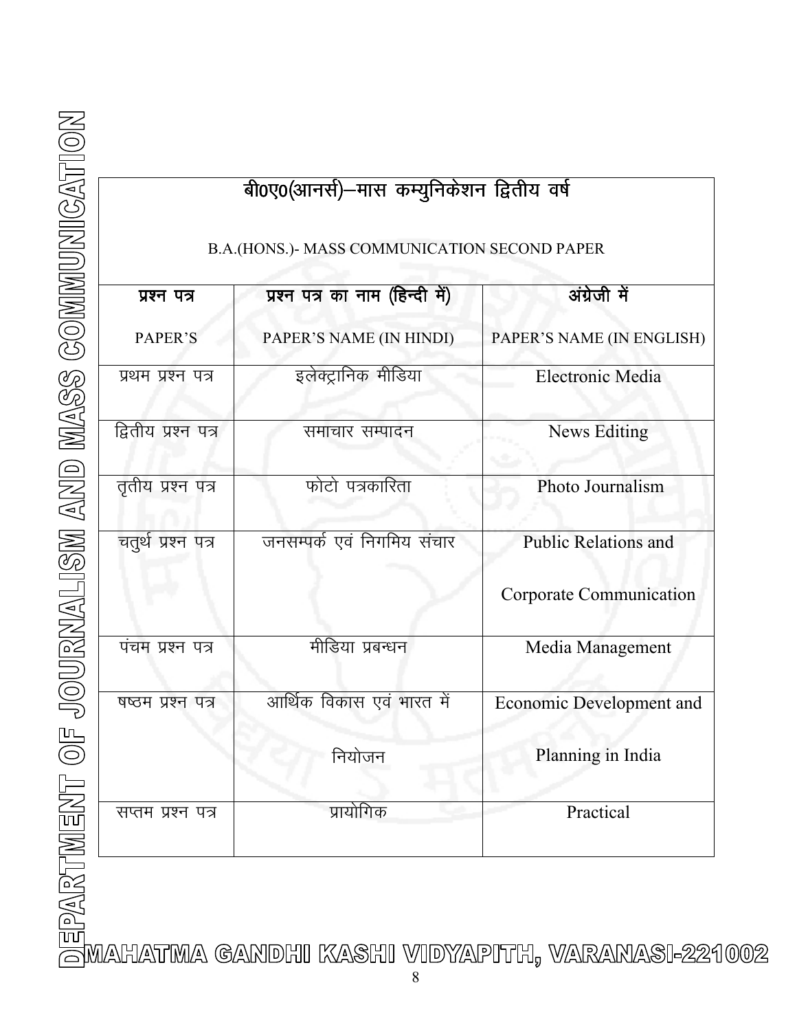## बी0ए0(आनर्स)–मास कम्युनिकेशन द्वितीय वर्ष

B.A.(HONS.)- MASS COMMUNICATION SECOND PAPER

| प्रश्न पत्र<br>PAPER'S | प्रश्न पत्र का नाम (हिन्दी में)<br>PAPER'S NAME (IN HINDI) | अंग्रेजी में<br>PAPER'S NAME (IN ENGLISH) |
| --- | --- | --- |
| प्रथम प्रश्न पत्र | इलेक्ट्रानिक मीडिया | Electronic Media |
| द्वितीय प्रश्न पत्र | समाचार सम्पादन | News Editing |
| तृतीय प्रश्न पत्र | फोटो पत्रकारिता | Photo Journalism |
| चतुर्थ प्रश्न पत्र | जनसम्पर्क एवं निगमिय संचार | Public Relations and Corporate Communication |
| पंचम प्रश्न पत्र | मीडिया प्रबन्धन | Media Management |
| षष्ठम प्रश्न पत्र | आर्थिक विकास एवं भारत में नियोजन | Economic Development and Planning in India |
| सप्तम प्रश्न पत्र | प्रायोगिक | Practical |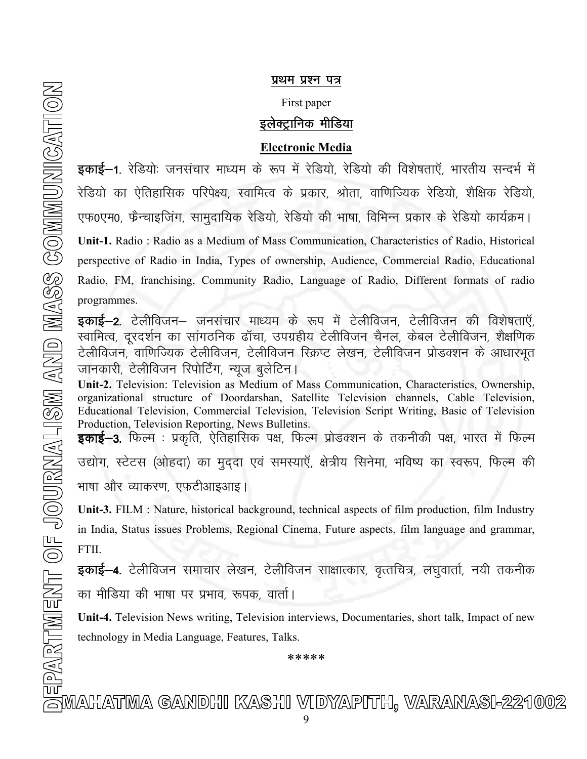## प्रथम प्रश्न पत्र

First paper

## इलेक्ट्रानिक मीडिया

## Electronic Media

**इकाई–1.** रेडियोः जनसंचार माध्यम के रूप में रेडियो, रेडियो की विशेषताएँ, भारतीय सन्दर्भ में रेडियो का ऐतिहासिक परिपेक्ष्य, स्वामित्व के प्रकार, श्रोता, वाणिज्यिक रेडियो, शैक्षिक रेडियो, एफ0एम0, फ्रैन्चाइजिंग, सामुदायिक रेडियो, रेडियो की भाषा, विभिन्न प्रकार के रेडियो कार्यक्रम।

**Unit-1.** Radio : Radio as a Medium of Mass Communication, Characteristics of Radio, Historical perspective of Radio in India, Types of ownership, Audience, Commercial Radio, Educational Radio, FM, franchising, Community Radio, Language of Radio, Different formats of radio programmes.

**इकाई–2.** टेलीविजन– जनसंचार माध्यम के रूप में टेलीविजन, टेलीविजन की विशेषताएँ, स्वामित्व, दूरदर्शन का सांगठनिक ढाँचा, उपग्रहीय टेलीविजन चैनल, केबल टेलीविजन, शैक्षणिक टेलीविजन, वाणिज्यिक टेलीविजन, टेलीविजन स्क्रिप्ट लेखन, टेलीविजन प्रोडक्शन के आधारभूत जानकारी, टेलीविजन रिपोर्टिंग, न्यूज बुलेटिन।

**Unit-2.** Television: Television as Medium of Mass Communication, Characteristics, Ownership, organizational structure of Doordarshan, Satellite Television channels, Cable Television, Educational Television, Commercial Television, Television Script Writing, Basic of Television Production, Television Reporting, News Bulletins.

**इकाई–3.** फिल्म : प्रकृति, ऐतिहासिक पक्ष, फिल्म प्रोडक्शन के तकनीकी पक्ष, भारत में फिल्म उद्योग, स्टेटस (ओहदा) का मुद्दा एवं समस्याएँ, क्षेत्रीय सिनेमा, भविष्य का स्वरूप, फिल्म की भाषा और व्याकरण, एफटीआइआइ।

**Unit-3.** FILM : Nature, historical background, technical aspects of film production, film Industry in India, Status issues Problems, Regional Cinema, Future aspects, film language and grammar, FTII.

**इकाई–4.** टेलीविजन समाचार लेखन, टेलीविजन साक्षात्कार, वृत्तचित्र, लघुवार्ता, नयी तकनीक का मीडिया की भाषा पर प्रभाव, रूपक, वार्ता।

**Unit-4.** Television News writing, Television interviews, Documentaries, short talk, Impact of new technology in Media Language, Features, Talks.

*****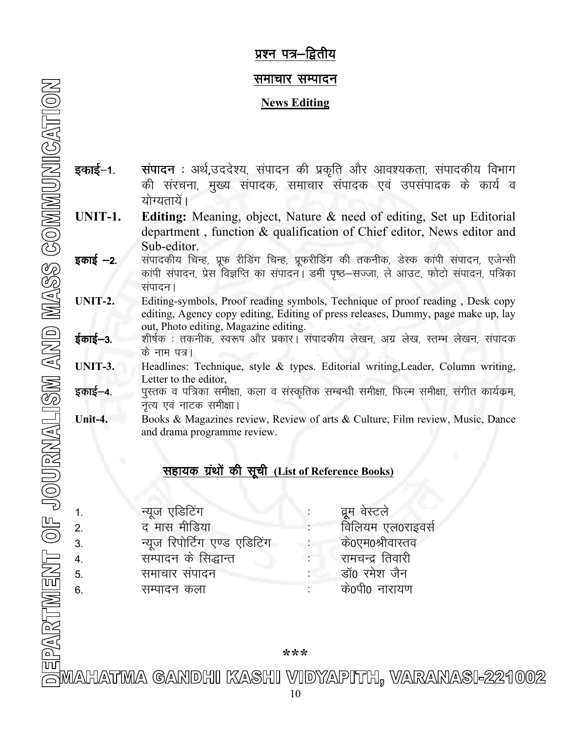## प्रश्न पत्र–द्वितीय

## समाचार सम्पादन

### News Editing

**इकाई–1.** **संपादन** : अर्थ,उददेश्य, संपादन की प्रकृति और आवश्यकता, संपादकीय विभाग की संरचना, मुख्य संपादक, समाचार संपादक एवं उपसंपादक के कार्य व योग्यतायें।

**UNIT-1.** **Editing:** Meaning, object, Nature & need of editing, Set up Editorial department , function & qualification of Chief editor, News editor and Sub-editor.

**इकाई –2.** संपादकीय चिन्ह, प्रूफ रीडिंग चिन्ह, प्रूफरीडिंग की तकनीक, डेस्क कांपी संपादन, एजेन्सी कांपी संपादन, प्रेस विज्ञप्ति का संपादन। डमी पृष्ठ–सज्जा, ले आउट, फोटो संपादन, पत्रिका संपादन।

**UNIT-2.** Editing-symbols, Proof reading symbols, Technique of proof reading , Desk copy editing, Agency copy editing, Editing of press releases, Dummy, page make up, lay out, Photo editing, Magazine editing.

**ईकाई–3.** शीर्षक : तकनीक, स्वरूप और प्रकार। संपादकीय लेखन, अग्र लेख, स्तम्भ लेखन, संपादक के नाम पत्र।

**UNIT-3.** Headlines: Technique, style & types. Editorial writing,Leader, Column writing, Letter to the editor,

**इकाई–4.** पुस्तक व पत्रिका समीक्षा, कला व संस्कृतिक सम्बन्धी समीक्षा, फिल्म समीक्षा, संगीत कार्यक्रम, नृत्य एवं नाटक समीक्षा।

**Unit-4.** Books & Magazines review, Review of arts & Culture, Film review, Music, Dance and drama programme review.

## सहायक ग्रंथों की सूची (List of Reference Books)

1. न्यूज एडिटिंग : ब्रूम वेस्टले
2. द मास मीडिया : विलियम एल0राइवर्स
3. न्यूज रिपोर्टिंग एण्ड एडिटिंग : के0एम0श्रीवास्तव
4. सम्पादन के सिद्धान्त : रामचन्द्र तिवारी
5. समाचार संपादन : डॉ0 रमेश जैन
6. सम्पादन कला : के0पी0 नारायण

\*\*\*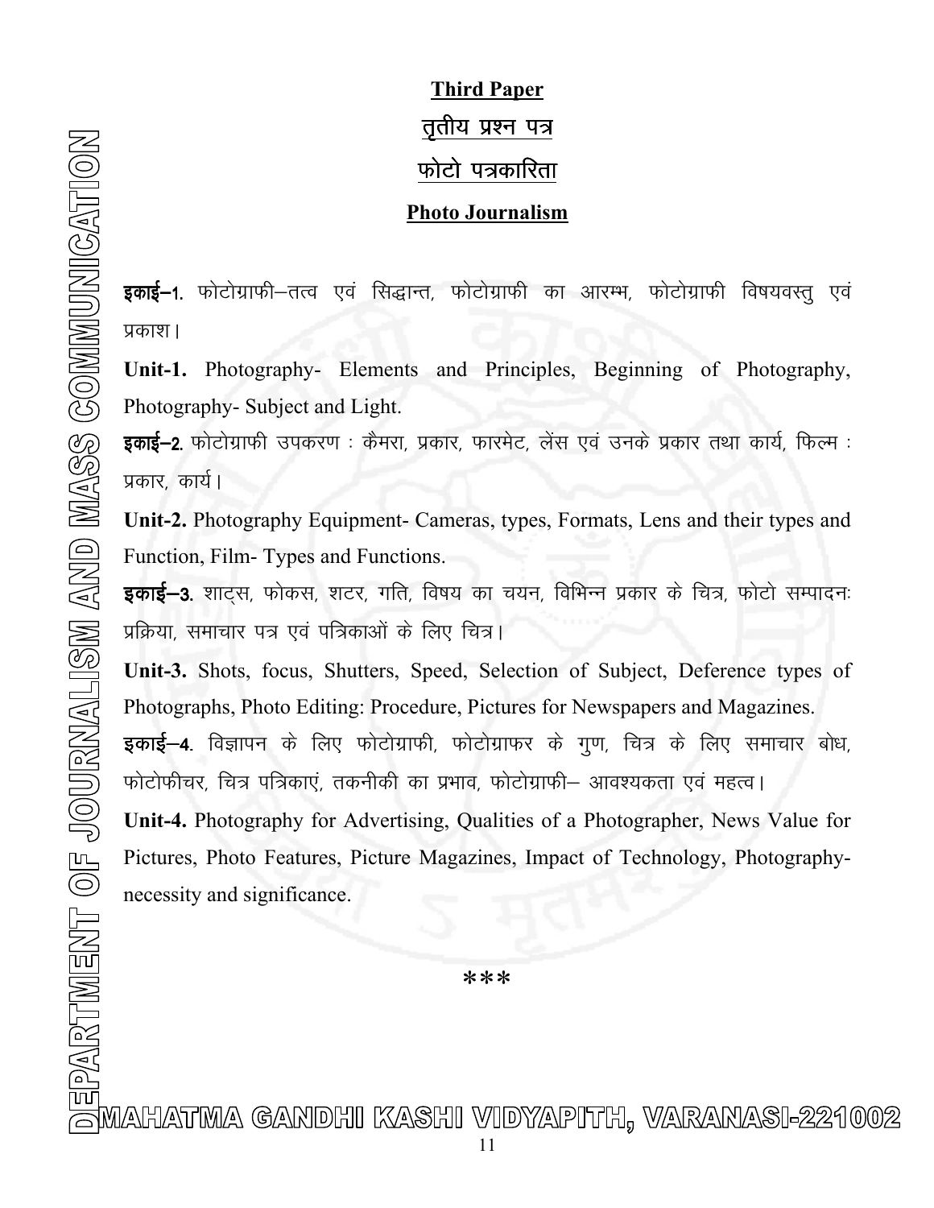## Third Paper

## तृतीय प्रश्न पत्र

## फोटो पत्रकारिता

## Photo Journalism

**इकाई–1.** फोटोग्राफी–तत्व एवं सिद्धान्त, फोटोग्राफी का आरम्भ, फोटोग्राफी विषयवस्तु एवं प्रकाश।

**Unit-1.** Photography- Elements and Principles, Beginning of Photography, Photography- Subject and Light.

**इकाई–2.** फोटोग्राफी उपकरण : कैमरा, प्रकार, फारमेट, लेंस एवं उनके प्रकार तथा कार्य, फिल्म : प्रकार, कार्य।

**Unit-2.** Photography Equipment- Cameras, types, Formats, Lens and their types and Function, Film- Types and Functions.

**इकाई–3.** शाट्स, फोकस, शटर, गति, विषय का चयन, विभिन्न प्रकार के चित्र, फोटो सम्पादनः प्रक्रिया, समाचार पत्र एवं पत्रिकाओं के लिए चित्र।

**Unit-3.** Shots, focus, Shutters, Speed, Selection of Subject, Deference types of Photographs, Photo Editing: Procedure, Pictures for Newspapers and Magazines.

**इकाई–4.** विज्ञापन के लिए फोटोग्राफी, फोटोग्राफर के गुण, चित्र के लिए समाचार बोध, फोटोफीचर, चित्र पत्रिकाएं, तकनीकी का प्रभाव, फोटोग्राफी– आवश्यकता एवं महत्व।

**Unit-4.** Photography for Advertising, Qualities of a Photographer, News Value for Pictures, Photo Features, Picture Magazines, Impact of Technology, Photography- necessity and significance.

***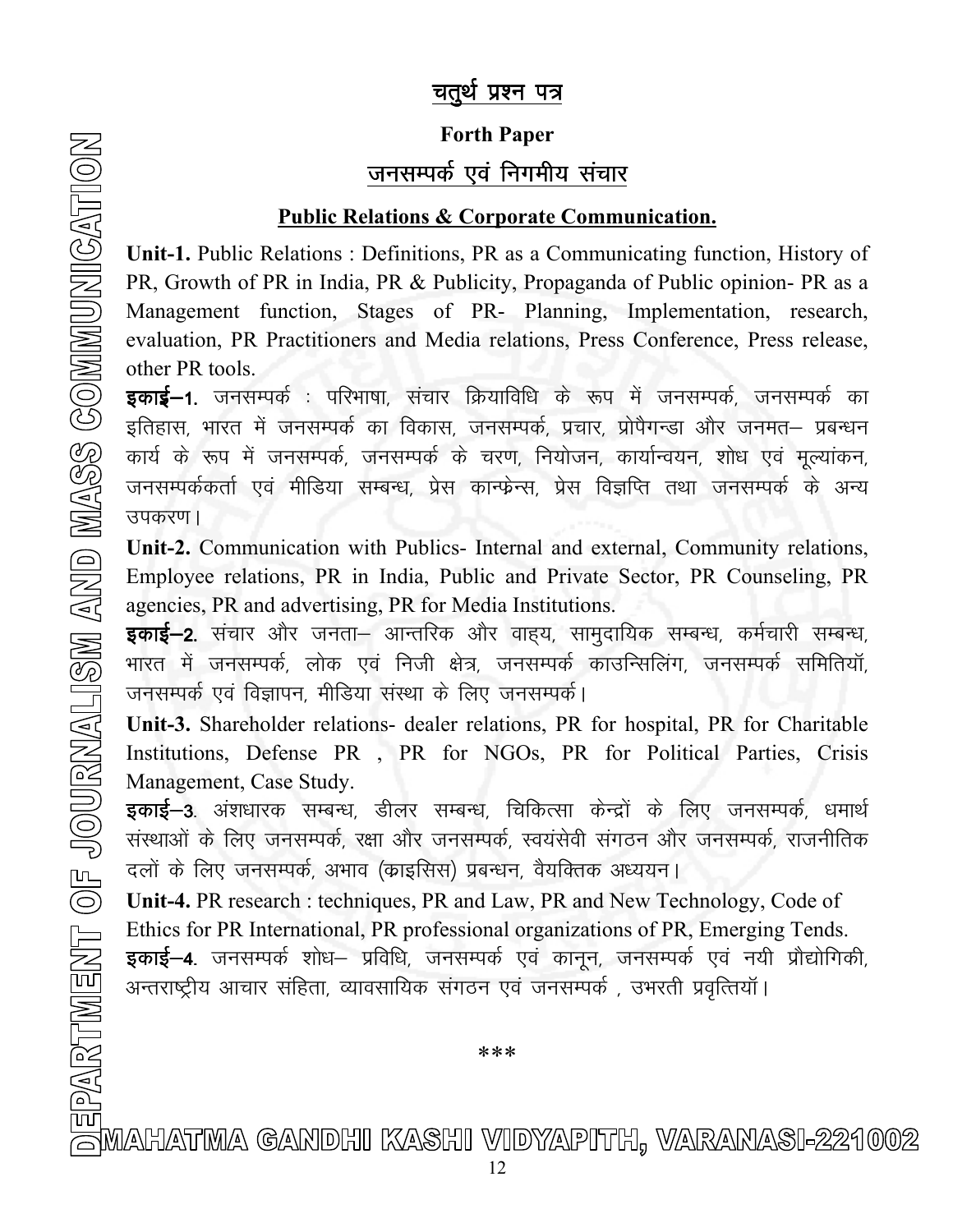# चतुर्थ प्रश्न पत्र

## Forth Paper

## जनसम्पर्क एवं निगमीय संचार

### Public Relations & Corporate Communication.

**Unit-1.** Public Relations : Definitions, PR as a Communicating function, History of PR, Growth of PR in India, PR & Publicity, Propaganda of Public opinion- PR as a Management function, Stages of PR- Planning, Implementation, research, evaluation, PR Practitioners and Media relations, Press Conference, Press release, other PR tools.

**इकाई–1.** जनसम्पर्क : परिभाषा, संचार क्रियाविधि के रूप में जनसम्पर्क, जनसम्पर्क का इतिहास, भारत में जनसम्पर्क का विकास, जनसम्पर्क, प्रचार, प्रोपैगन्डा और जनमत– प्रबन्धन कार्य के रूप में जनसम्पर्क, जनसम्पर्क के चरण, नियोजन, कार्यान्वयन, शोध एवं मूल्यांकन, जनसम्पर्ककर्ता एवं मीडिया सम्बन्ध, प्रेस कान्फ्रेन्स, प्रेस विज्ञप्ति तथा जनसम्पर्क के अन्य उपकरण।

**Unit-2.** Communication with Publics- Internal and external, Community relations, Employee relations, PR in India, Public and Private Sector, PR Counseling, PR agencies, PR and advertising, PR for Media Institutions.

**इकाई–2.** संचार और जनता– आन्तरिक और वाह्य, सामुदायिक सम्बन्ध, कर्मचारी सम्बन्ध, भारत में जनसम्पर्क, लोक एवं निजी क्षेत्र, जनसम्पर्क काउन्सिलिंग, जनसम्पर्क समितियॉ, जनसम्पर्क एवं विज्ञापन, मीडिया संस्था के लिए जनसम्पर्क।

**Unit-3.** Shareholder relations- dealer relations, PR for hospital, PR for Charitable Institutions, Defense PR , PR for NGOs, PR for Political Parties, Crisis Management, Case Study.

**इकाई–3.** अंशधारक सम्बन्ध, डीलर सम्बन्ध, चिकित्सा केन्द्रों के लिए जनसम्पर्क, धमार्थ संस्थाओं के लिए जनसम्पर्क, रक्षा और जनसम्पर्क, स्वयंसेवी संगठन और जनसम्पर्क, राजनीतिक दलों के लिए जनसम्पर्क, अभाव (क्राइसिस) प्रबन्धन, वैयक्तिक अध्ययन।

**Unit-4.** PR research : techniques, PR and Law, PR and New Technology, Code of Ethics for PR International, PR professional organizations of PR, Emerging Tends.

**इकाई–4.** जनसम्पर्क शोध– प्रविधि, जनसम्पर्क एवं कानून, जनसम्पर्क एवं नयी प्रौद्योगिकी, अन्तराष्ट्रीय आचार संहिता, व्यावसायिक संगठन एवं जनसम्पर्क , उभरती प्रवृत्तियॉ।

***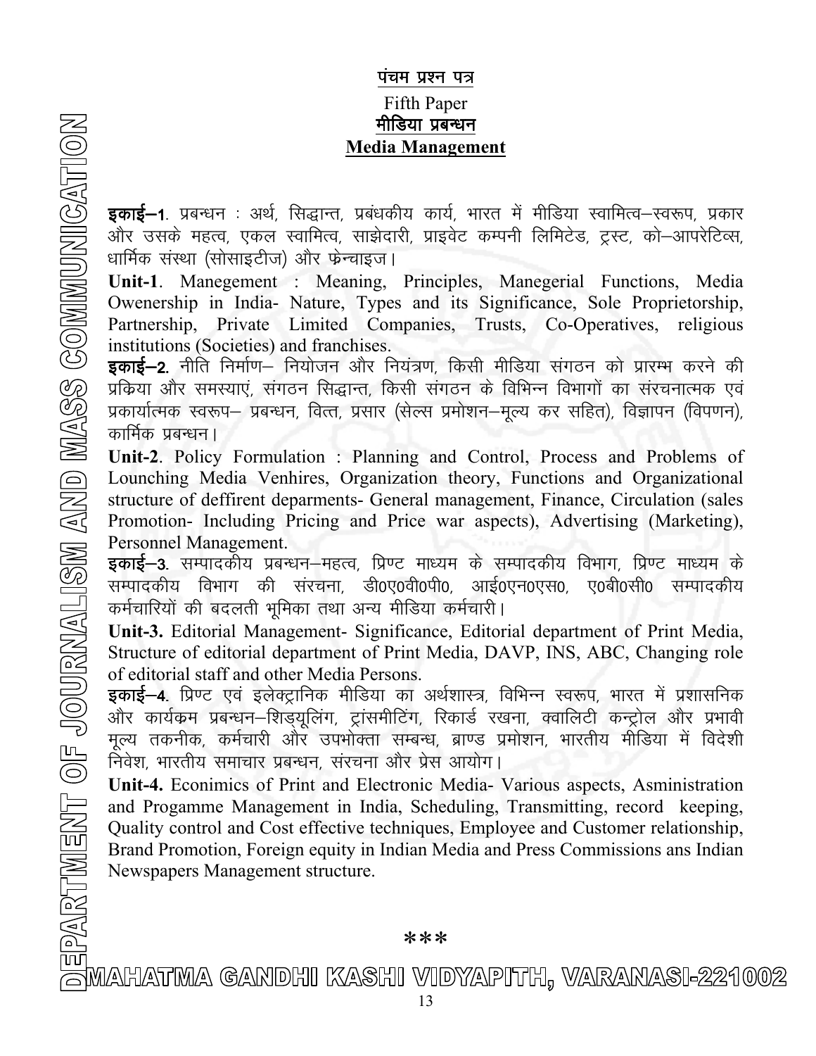# पंचम प्रश्न पत्र

## Fifth Paper

## मीडिया प्रबन्धन

## Media Management

**इकाई–1.** प्रबन्धन : अर्थ, सिद्धान्त, प्रबंधकीय कार्य, भारत में मीडिया स्वामित्व–स्वरूप, प्रकार और उसके महत्व, एकल स्वामित्व, साझेदारी, प्राइवेट कम्पनी लिमिटेड, ट्रस्ट, को–आपरेटिव्स, धार्मिक संस्था (सोसाइटीज) और फेन्चाइज।

**Unit-1**. Manegement : Meaning, Principles, Manegerial Functions, Media Owenership in India- Nature, Types and its Significance, Sole Proprietorship, Partnership, Private Limited Companies, Trusts, Co-Operatives, religious institutions (Societies) and franchises.

**इकाई–2.** नीति निर्माण– नियोजन और नियंत्रण, किसी मीडिया संगठन को प्रारम्भ करने की प्रकिया और समस्याएं, संगठन सिद्धान्त, किसी संगठन के विभिन्न विभागों का संरचनात्मक एवं प्रकार्यात्मक स्वरूप– प्रबन्धन, वित्त, प्रसार (सेल्स प्रमोशन–मूल्य कर सहित), विज्ञापन (विपणन), कार्मिक प्रबन्धन।

**Unit-2**. Policy Formulation : Planning and Control, Process and Problems of Lounching Media Venhires, Organization theory, Functions and Organizational structure of deffirent deparments- General management, Finance, Circulation (sales Promotion- Including Pricing and Price war aspects), Advertising (Marketing), Personnel Management.

**इकाई–3.** सम्पादकीय प्रबन्धन–महत्व, प्रिण्ट माध्यम के सम्पादकीय विभाग, प्रिण्ट माध्यम के सम्पादकीय विभाग की संरचना, डी0ए0वी0पी0, आई0एन0एस0, ए0बी0सी0 सम्पादकीय कर्मचारियों की बदलती भूमिका तथा अन्य मीडिया कर्मचारी।

**Unit-3.** Editorial Management- Significance, Editorial department of Print Media, Structure of editorial department of Print Media, DAVP, INS, ABC, Changing role of editorial staff and other Media Persons.

**इकाई–4.** प्रिण्ट एवं इलेक्ट्रानिक मीडिया का अर्थशास्त्र, विभिन्न स्वरूप, भारत में प्रशासनिक और कार्यक्रम प्रबन्धन–शिड्यूलिंग, ट्रांसमीटिंग, रिकार्ड रखना, क्वालिटी कन्ट्रोल और प्रभावी मूल्य तकनीक, कर्मचारी और उपभोक्ता सम्बन्ध, ब्राण्ड प्रमोशन, भारतीय मीडिया में विदेशी निवेश, भारतीय समाचार प्रबन्धन, संरचना और प्रेस आयोग।

**Unit-4.** Econimics of Print and Electronic Media- Various aspects, Asministration and Progamme Management in India, Scheduling, Transmitting, record keeping, Quality control and Cost effective techniques, Employee and Customer relationship, Brand Promotion, Foreign equity in Indian Media and Press Commissions ans Indian Newspapers Management structure.

***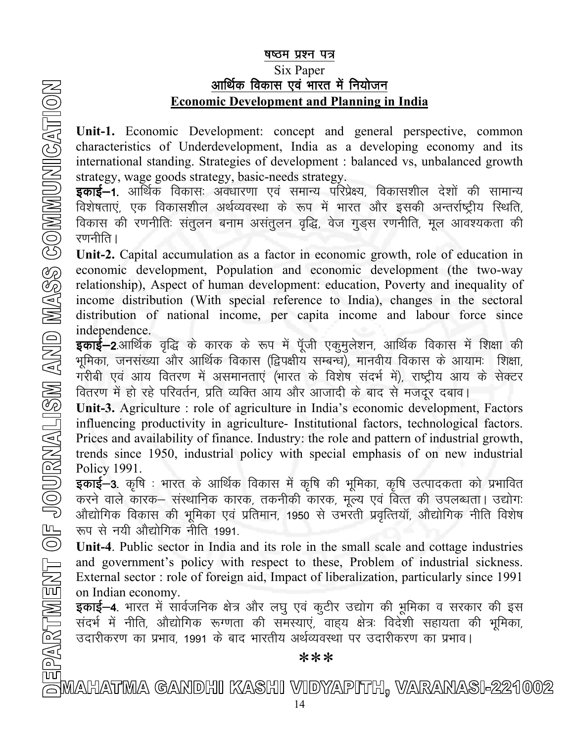## षष्ठम प्रश्न पत्र

## Six Paper

## आर्थिक विकास एवं भारत में नियोजन

## Economic Development and Planning in India

**Unit-1.** Economic Development: concept and general perspective, common characteristics of Underdevelopment, India as a developing economy and its international standing. Strategies of development : balanced vs, unbalanced growth strategy, wage goods strategy, basic-needs strategy.

**इकाई–1.** आर्थिक विकासः अवधारणा एवं समान्य परिप्रेक्ष्य, विकासशील देशों की सामान्य विशेषताएं, एक विकासशील अर्थव्यवस्था के रूप में भारत और इसकी अन्तर्राष्ट्रीय स्थिति, विकास की रणनीतिः संतुलन बनाम असंतुलन वृद्धि, वेज गुड्स रणनीति, मूल आवश्यकता की रणनीति।

**Unit-2.** Capital accumulation as a factor in economic growth, role of education in economic development, Population and economic development (the two-way relationship), Aspect of human development: education, Poverty and inequality of income distribution (With special reference to India), changes in the sectoral distribution of national income, per capita income and labour force since independence.

**इकाई–2**.आर्थिक वृद्धि के कारक के रूप में पूँजी एकुमुलेशन, आर्थिक विकास में शिक्षा की भूमिका, जनसंख्या और आर्थिक विकास (द्विपक्षीय सम्बन्ध), मानवीय विकास के आयामः शिक्षा, गरीबी एवं आय वितरण में असमानताएं (भारत के विशेष संदर्भ में), राष्ट्रीय आय के सेक्टर वितरण में हो रहे परिवर्तन, प्रति व्यक्ति आय और आजादी के बाद से मजदूर दबाव।

**Unit-3.** Agriculture : role of agriculture in India's economic development, Factors influencing productivity in agriculture- Institutional factors, technological factors. Prices and availability of finance. Industry: the role and pattern of industrial growth, trends since 1950, industrial policy with special emphasis of on new industrial Policy 1991.

**इकाई–3.** कृषि : भारत के आर्थिक विकास में कृषि की भूमिका, कृषि उत्पादकता को प्रभावित करने वाले कारक– संस्थानिक कारक, तकनीकी कारक, मूल्य एवं वित्त की उपलब्धता। उद्योगः औद्योगिक विकास की भूमिका एवं प्रतिमान, 1950 से उभरती प्रवृत्तियॉ, औद्योगिक नीति विशेष रूप से नयी औद्योगिक नीति 1991.

**Unit-4**. Public sector in India and its role in the small scale and cottage industries and government's policy with respect to these, Problem of industrial sickness. External sector : role of foreign aid, Impact of liberalization, particularly since 1991 on Indian economy.

**इकाई–4.** भारत में सार्वजनिक क्षेत्र और लघु एवं कुटीर उद्योग की भूमिका व सरकार की इस संदर्भ में नीति, औद्योगिक रूग्णता की समस्याएं, वाह्य क्षेत्रः विदेशी सहायता की भूमिका, उदारीकरण का प्रभाव, 1991 के बाद भारतीय अर्थव्यवस्था पर उदारीकरण का प्रभाव।

***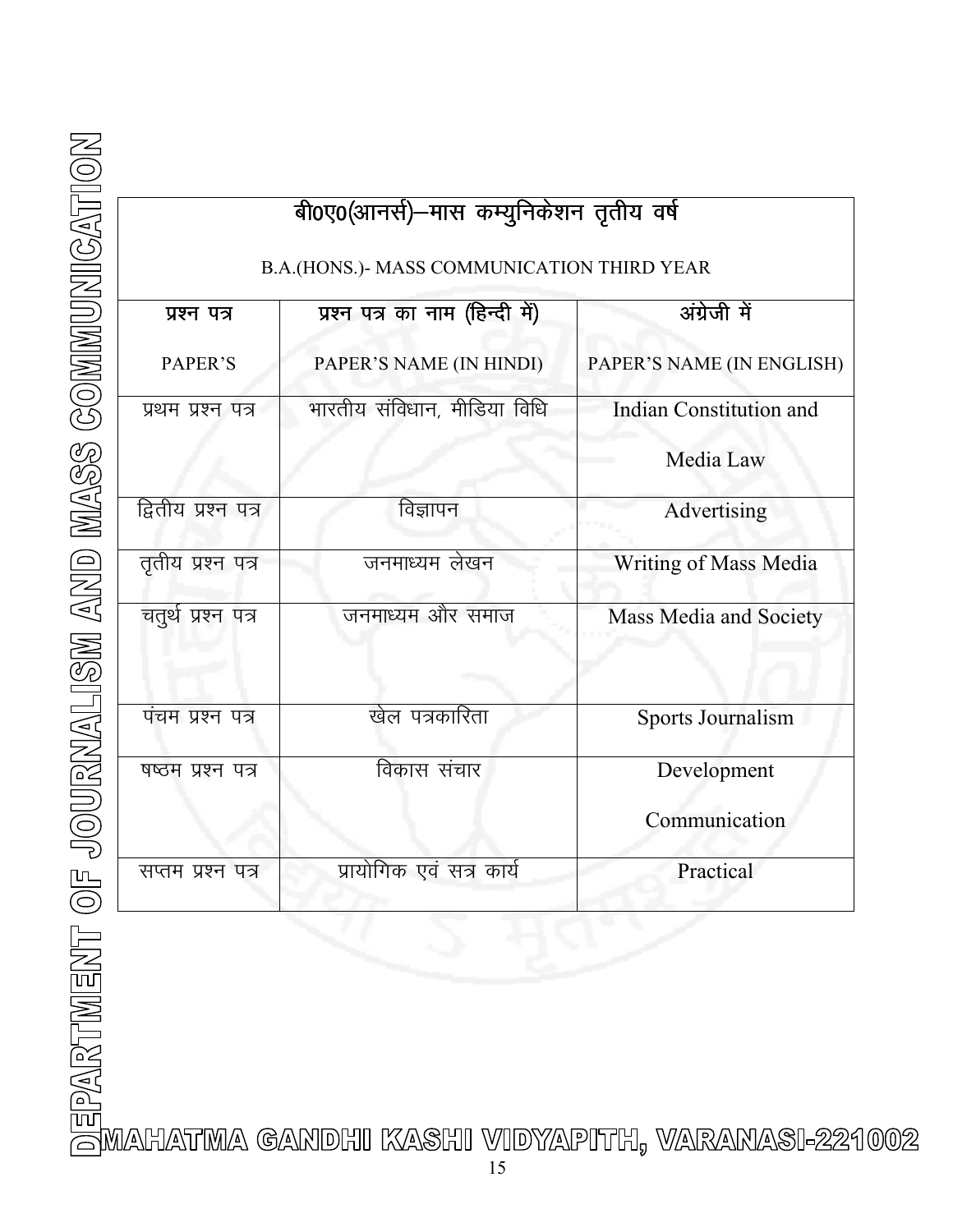| बी0ए0(आनर्स)–मास कम्युनिकेशन तृतीय वर्ष<br><br>B.A.(HONS.)- MASS COMMUNICATION THIRD YEAR | | |
|---|---|---|
| प्रश्न पत्र<br><br>PAPER'S | प्रश्न पत्र का नाम (हिन्दी में)<br><br>PAPER'S NAME (IN HINDI) | अंग्रेजी में<br><br>PAPER'S NAME (IN ENGLISH) |
| प्रथम प्रश्न पत्र | भारतीय संविधान, मीडिया विधि | Indian Constitution and Media Law |
| द्वितीय प्रश्न पत्र | विज्ञापन | Advertising |
| तृतीय प्रश्न पत्र | जनमाध्यम लेखन | Writing of Mass Media |
| चतुर्थ प्रश्न पत्र | जनमाध्यम और समाज | Mass Media and Society |
| पंचम प्रश्न पत्र | खेल पत्रकारिता | Sports Journalism |
| षष्ठम प्रश्न पत्र | विकास संचार | Development Communication |
| सप्तम प्रश्न पत्र | प्रायोगिक एवं सत्र कार्य | Practical |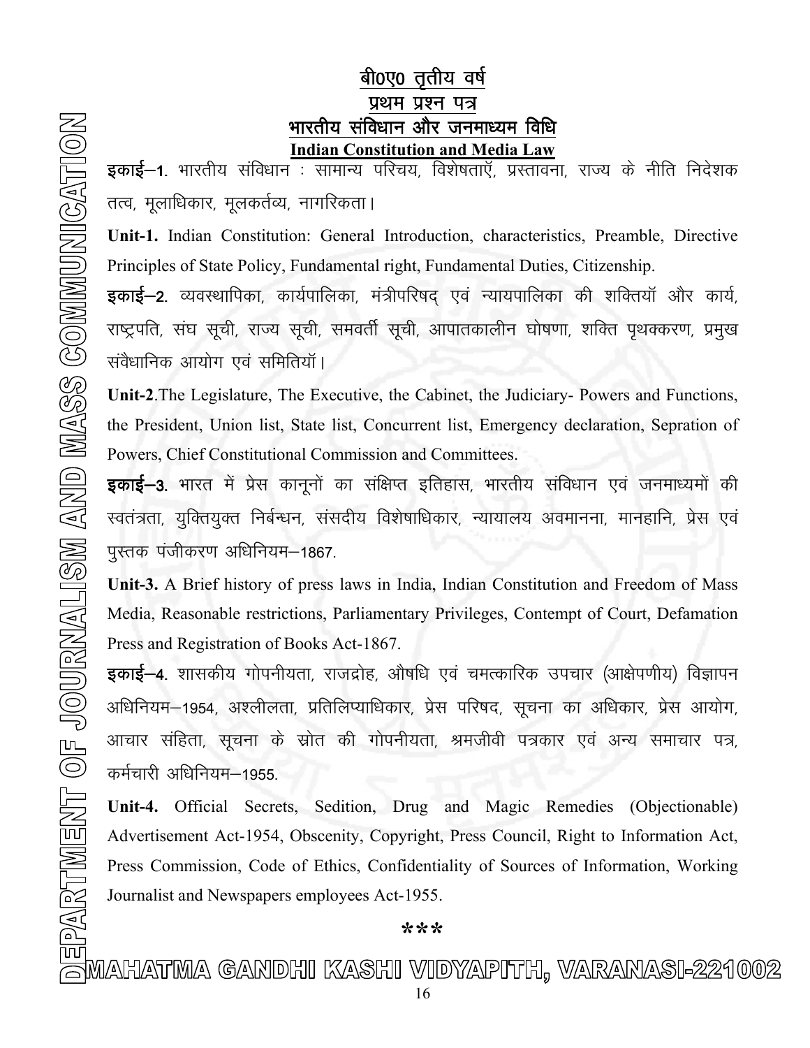## बी0ए0 तृतीय वर्ष

## प्रथम प्रश्न पत्र

## भारतीय संविधान और जनमाध्यम विधि

## Indian Constitution and Media Law

**इकाई–1.** भारतीय संविधान : सामान्य परिचय, विशेषताएँ, प्रस्तावना, राज्य के नीति निदेशक तत्व, मूलाधिकार, मूलकर्तव्य, नागरिकता।

**Unit-1.** Indian Constitution: General Introduction, characteristics, Preamble, Directive Principles of State Policy, Fundamental right, Fundamental Duties, Citizenship.

**इकाई–2.** व्यवस्थापिका, कार्यपालिका, मंत्रीपरिषद् एवं न्यायपालिका की शक्तियॉ और कार्य, राष्ट्रपति, संघ सूची, राज्य सूची, समवर्ती सूची, आपातकालीन घोषणा, शक्ति पृथक्करण, प्रमुख संवैधानिक आयोग एवं समितियॉ।

**Unit-2**.The Legislature, The Executive, the Cabinet, the Judiciary- Powers and Functions, the President, Union list, State list, Concurrent list, Emergency declaration, Sepration of Powers, Chief Constitutional Commission and Committees.

**इकाई–3.** भारत में प्रेस कानूनों का संक्षिप्त इतिहास, भारतीय संविधान एवं जनमाध्यमों की स्वतंत्रता, युक्तियुक्त निर्बन्धन, संसदीय विशेषाधिकार, न्यायालय अवमानना, मानहानि, प्रेस एवं पुस्तक पंजीकरण अधिनियम–1867.

**Unit-3.** A Brief history of press laws in India, Indian Constitution and Freedom of Mass Media, Reasonable restrictions, Parliamentary Privileges, Contempt of Court, Defamation Press and Registration of Books Act-1867.

**इकाई–4.** शासकीय गोपनीयता, राजद्रोह, औषधि एवं चमत्कारिक उपचार (आक्षेपणीय) विज्ञापन अधिनियम–1954, अश्लीलता, प्रतिलिप्याधिकार, प्रेस परिषद, सूचना का अधिकार, प्रेस आयोग, आचार संहिता, सूचना के स्रोत की गोपनीयता, श्रमजीवी पत्रकार एवं अन्य समाचार पत्र, कर्मचारी अधिनियम–1955.

**Unit-4.** Official Secrets, Sedition, Drug and Magic Remedies (Objectionable) Advertisement Act-1954, Obscenity, Copyright, Press Council, Right to Information Act, Press Commission, Code of Ethics, Confidentiality of Sources of Information, Working Journalist and Newspapers employees Act-1955.

***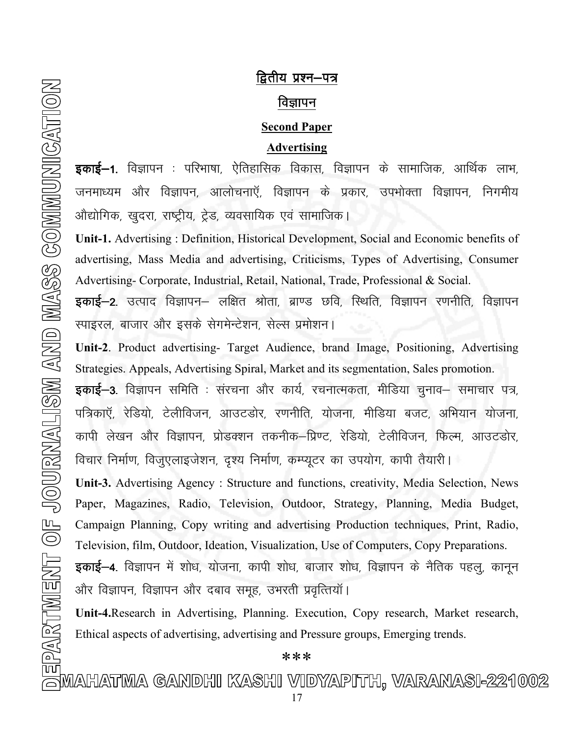## द्वितीय प्रश्न–पत्र

## विज्ञापन

## Second Paper

## Advertising

**इकाई–1.** विज्ञापन : परिभाषा, ऐतिहासिक विकास, विज्ञापन के सामाजिक, आर्थिक लाभ, जनमाध्यम और विज्ञापन, आलोचनाएँ, विज्ञापन के प्रकार, उपभोक्ता विज्ञापन, निगमीय औद्योगिक, खुदरा, राष्ट्रीय, ट्रेड, व्यवसायिक एवं सामाजिक।

**Unit-1.** Advertising : Definition, Historical Development, Social and Economic benefits of advertising, Mass Media and advertising, Criticisms, Types of Advertising, Consumer Advertising- Corporate, Industrial, Retail, National, Trade, Professional & Social.

**इकाई–2.** उत्पाद विज्ञापन– लक्षित श्रोता, ब्राण्ड छवि, स्थिति, विज्ञापन रणनीति, विज्ञापन स्पाइरल, बाजार और इसके सेगमेन्टेशन, सेल्स प्रमोशन।

**Unit-2**. Product advertising- Target Audience, brand Image, Positioning, Advertising Strategies. Appeals, Advertising Spiral, Market and its segmentation, Sales promotion.

**इकाई–3.** विज्ञापन समिति : संरचना और कार्य, रचनात्मकता, मीडिया चुनाव– समाचार पत्र, पत्रिकाएँ, रेडियो, टेलीविजन, आउटडोर, रणनीति, योजना, मीडिया बजट, अभियान योजना, कापी लेखन और विज्ञापन, प्रोडक्शन तकनीक–प्रिण्ट, रेडियो, टेलीविजन, फिल्म, आउटडोर, विचार निर्माण, विजुएलाइजेशन, दृश्य निर्माण, कम्प्यूटर का उपयोग, कापी तैयारी।

**Unit-3.** Advertising Agency : Structure and functions, creativity, Media Selection, News Paper, Magazines, Radio, Television, Outdoor, Strategy, Planning, Media Budget, Campaign Planning, Copy writing and advertising Production techniques, Print, Radio, Television, film, Outdoor, Ideation, Visualization, Use of Computers, Copy Preparations.

**इकाई–4.** विज्ञापन में शोध, योजना, कापी शोध, बाजार शोध, विज्ञापन के नैतिक पहलु, कानून और विज्ञापन, विज्ञापन और दबाव समूह, उभरती प्रवृत्तियॉ।

**Unit-4.**Research in Advertising, Planning. Execution, Copy research, Market research, Ethical aspects of advertising, advertising and Pressure groups, Emerging trends.

***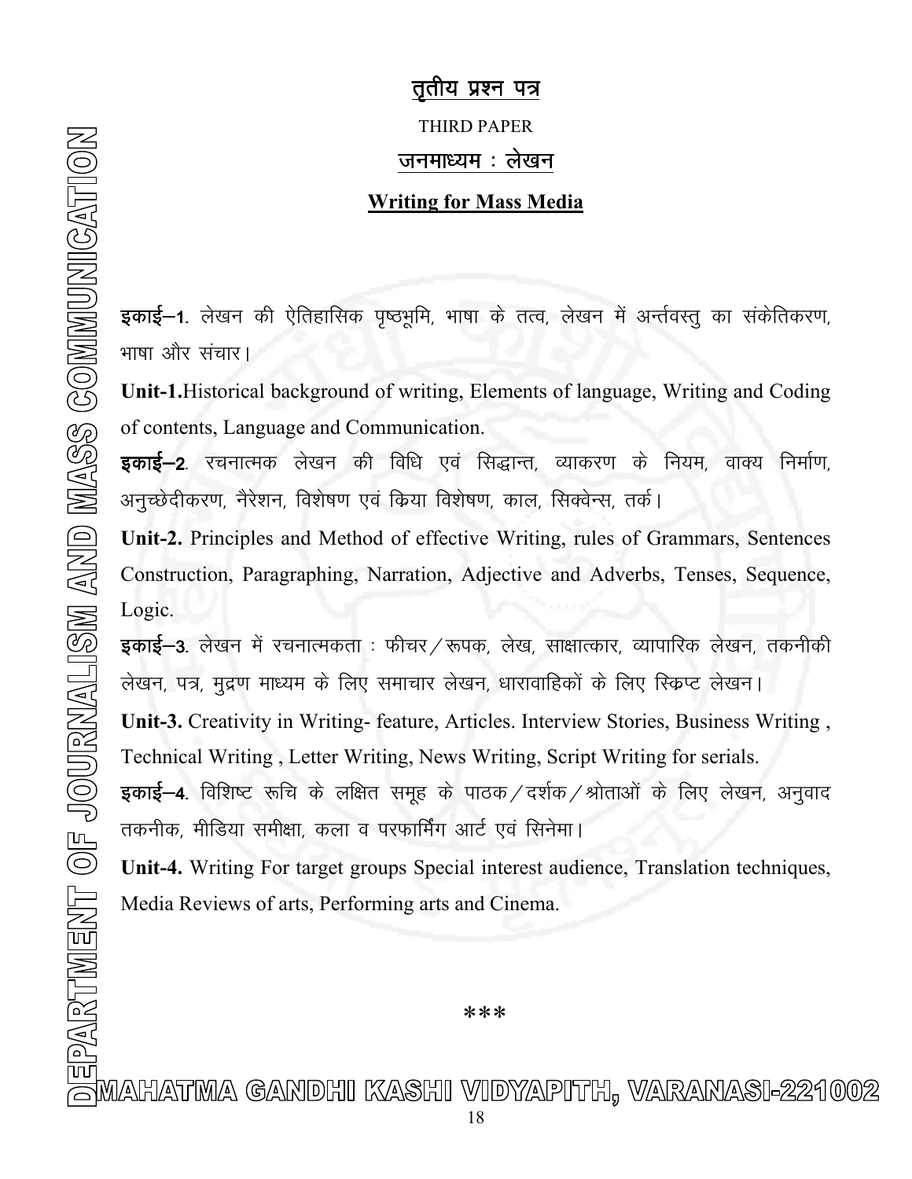## तृतीय प्रश्न पत्र

THIRD PAPER

## जनमाध्यम : लेखन

## Writing for Mass Media

**इकाई–1.** लेखन की ऐतिहासिक पृष्ठभूमि, भाषा के तत्व, लेखन में अर्न्तवस्तु का संकेतिकरण, भाषा और संचार।

**Unit-1.**Historical background of writing, Elements of language, Writing and Coding of contents, Language and Communication.

**इकाई–2.** रचनात्मक लेखन की विधि एवं सिद्धान्त, व्याकरण के नियम, वाक्य निर्माण, अनुच्छेदीकरण, नैरेशन, विशेषण एवं क्रिया विशेषण, काल, सिक्वेन्स, तर्क।

**Unit-2.** Principles and Method of effective Writing, rules of Grammars, Sentences Construction, Paragraphing, Narration, Adjective and Adverbs, Tenses, Sequence, Logic.

**इकाई–3.** लेखन में रचनात्मकता : फीचर / रूपक, लेख, साक्षात्कार, व्यापारिक लेखन, तकनीकी लेखन, पत्र, मुद्रण माध्यम के लिए समाचार लेखन, धारावाहिकों के लिए स्क्रिप्ट लेखन।

**Unit-3.** Creativity in Writing- feature, Articles. Interview Stories, Business Writing , Technical Writing , Letter Writing, News Writing, Script Writing for serials.

**इकाई–4.** विशिष्ट रूचि के लक्षित समूह के पाठक / दर्शक / श्रोताओं के लिए लेखन, अनुवाद तकनीक, मीडिया समीक्षा, कला व परफार्मिंग आर्ट एवं सिनेमा।

**Unit-4.** Writing For target groups Special interest audience, Translation techniques, Media Reviews of arts, Performing arts and Cinema.

***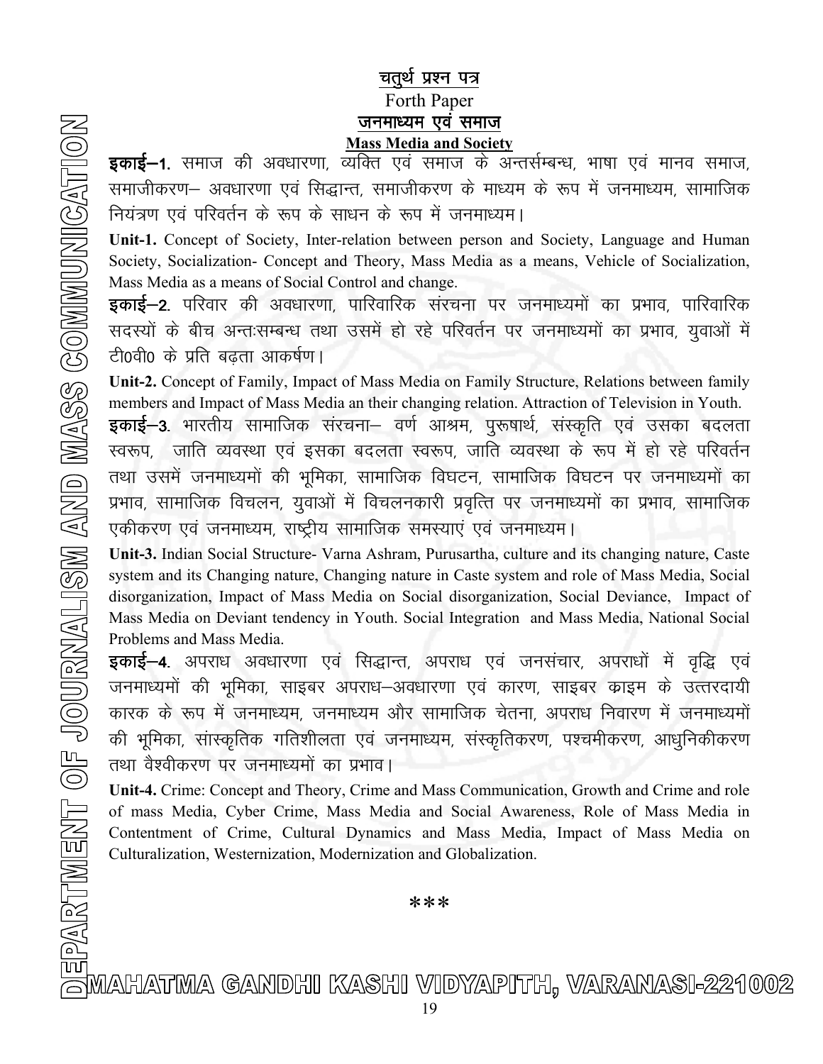## चतुर्थ प्रश्न पत्र

## Forth Paper

## जनमाध्यम एवं समाज

## Mass Media and Society

**इकाई–1.** समाज की अवधारणा, व्यक्ति एवं समाज के अन्तर्सम्बन्ध, भाषा एवं मानव समाज, समाजीकरण– अवधारणा एवं सिद्धान्त, समाजीकरण के माध्यम के रूप में जनमाध्यम, सामाजिक नियंत्रण एवं परिवर्तन के रूप के साधन के रूप में जनमाध्यम।

**Unit-1.** Concept of Society, Inter-relation between person and Society, Language and Human Society, Socialization- Concept and Theory, Mass Media as a means, Vehicle of Socialization, Mass Media as a means of Social Control and change.

**इकाई–2.** परिवार की अवधारणा, पारिवारिक संरचना पर जनमाध्यमों का प्रभाव, पारिवारिक सदस्यों के बीच अन्तःसम्बन्ध तथा उसमें हो रहे परिवर्तन पर जनमाध्यमों का प्रभाव, युवाओं में टी0वी0 के प्रति बढ़ता आकर्षण।

**Unit-2.** Concept of Family, Impact of Mass Media on Family Structure, Relations between family members and Impact of Mass Media an their changing relation. Attraction of Television in Youth.

**इकाई–3.** भारतीय सामाजिक संरचना– वर्ण आश्रम, पुरूषार्थ, संस्कृति एवं उसका बदलता स्वरूप, जाति व्यवस्था एवं इसका बदलता स्वरूप, जाति व्यवस्था के रूप में हो रहे परिवर्तन तथा उसमें जनमाध्यमों की भूमिका, सामाजिक विघटन, सामाजिक विघटन पर जनमाध्यमों का प्रभाव, सामाजिक विचलन, युवाओं में विचलनकारी प्रवृत्ति पर जनमाध्यमों का प्रभाव, सामाजिक एकीकरण एवं जनमाध्यम, राष्ट्रीय सामाजिक समस्याएं एवं जनमाध्यम।

**Unit-3.** Indian Social Structure- Varna Ashram, Purusartha, culture and its changing nature, Caste system and its Changing nature, Changing nature in Caste system and role of Mass Media, Social disorganization, Impact of Mass Media on Social disorganization, Social Deviance, Impact of Mass Media on Deviant tendency in Youth. Social Integration and Mass Media, National Social Problems and Mass Media.

**इकाई–4.** अपराध अवधारणा एवं सिद्धान्त, अपराध एवं जनसंचार, अपराधों में वृद्धि एवं जनमाध्यमों की भूमिका, साइबर अपराध–अवधारणा एवं कारण, साइबर क्राइम के उत्तरदायी कारक के रूप में जनमाध्यम, जनमाध्यम और सामाजिक चेतना, अपराध निवारण में जनमाध्यमों की भूमिका, सांस्कृतिक गतिशीलता एवं जनमाध्यम, संस्कृतिकरण, पश्चमीकरण, आधुनिकीकरण तथा वैश्वीकरण पर जनमाध्यमों का प्रभाव।

**Unit-4.** Crime: Concept and Theory, Crime and Mass Communication, Growth and Crime and role of mass Media, Cyber Crime, Mass Media and Social Awareness, Role of Mass Media in Contentment of Crime, Cultural Dynamics and Mass Media, Impact of Mass Media on Culturalization, Westernization, Modernization and Globalization.

***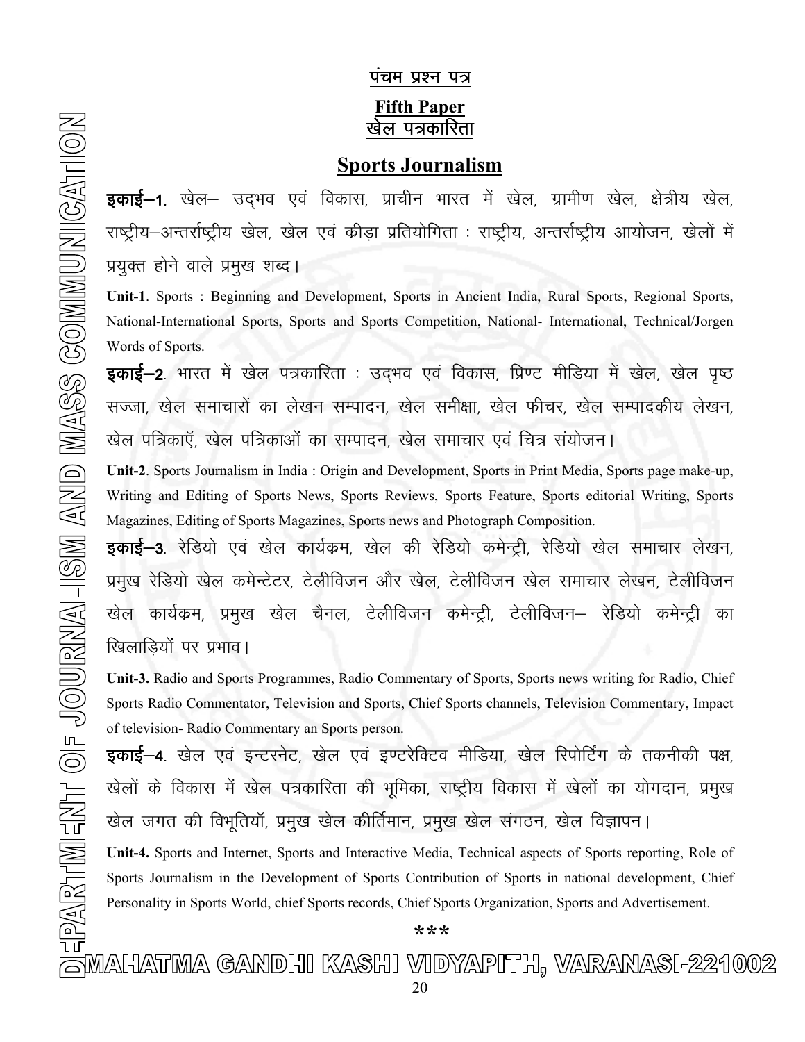<u>पंचम प्रश्न पत्र</u>

## Fifth Paper
## खेल पत्रकारिता

# Sports Journalism

**इकाई–1.** खेल– उद्‌भव एवं विकास, प्राचीन भारत में खेल, ग्रामीण खेल, क्षेत्रीय खेल, राष्ट्रीय–अन्तर्राष्ट्रीय खेल, खेल एवं क्रीड़ा प्रतियोगिता : राष्ट्रीय, अन्तर्राष्ट्रीय आयोजन, खेलों में प्रयुक्त होने वाले प्रमुख शब्द।

**Unit-1**. Sports : Beginning and Development, Sports in Ancient India, Rural Sports, Regional Sports, National-International Sports, Sports and Sports Competition, National- International, Technical/Jorgen Words of Sports.

**इकाई–2**. भारत में खेल पत्रकारिता : उद्‌भव एवं विकास, प्रिण्ट मीडिया में खेल, खेल पृष्ठ सज्जा, खेल समाचारों का लेखन सम्पादन, खेल समीक्षा, खेल फीचर, खेल सम्पादकीय लेखन, खेल पत्रिकाएँ, खेल पत्रिकाओं का सम्पादन, खेल समाचार एवं चित्र संयोजन।

**Unit-2**. Sports Journalism in India : Origin and Development, Sports in Print Media, Sports page make-up, Writing and Editing of Sports News, Sports Reviews, Sports Feature, Sports editorial Writing, Sports Magazines, Editing of Sports Magazines, Sports news and Photograph Composition.

**इकाई–3**. रेडियो एवं खेल कार्यक्रम, खेल की रेडियो कमेन्ट्री, रेडियो खेल समाचार लेखन, प्रमुख रेडियो खेल कमेन्टेटर, टेलीविजन और खेल, टेलीविजन खेल समाचार लेखन, टेलीविजन खेल कार्यक्रम, प्रमुख खेल चैनल, टेलीविजन कमेन्ट्री, टेलीविजन– रेडियो कमेन्ट्री का खिलाड़ियों पर प्रभाव।

**Unit-3.** Radio and Sports Programmes, Radio Commentary of Sports, Sports news writing for Radio, Chief Sports Radio Commentator, Television and Sports, Chief Sports channels, Television Commentary, Impact of television- Radio Commentary an Sports person.

**इकाई–4**. खेल एवं इन्टरनेट, खेल एवं इण्टरेक्टिव मीडिया, खेल रिपोर्टिंग के तकनीकी पक्ष, खेलों के विकास में खेल पत्रकारिता की भूमिका, राष्ट्रीय विकास में खेलों का योगदान, प्रमुख खेल जगत की विभूतियॉं, प्रमुख खेल कीर्तिमान, प्रमुख खेल संगठन, खेल विज्ञापन।

**Unit-4.** Sports and Internet, Sports and Interactive Media, Technical aspects of Sports reporting, Role of Sports Journalism in the Development of Sports Contribution of Sports in national development, Chief Personality in Sports World, chief Sports records, Chief Sports Organization, Sports and Advertisement.

***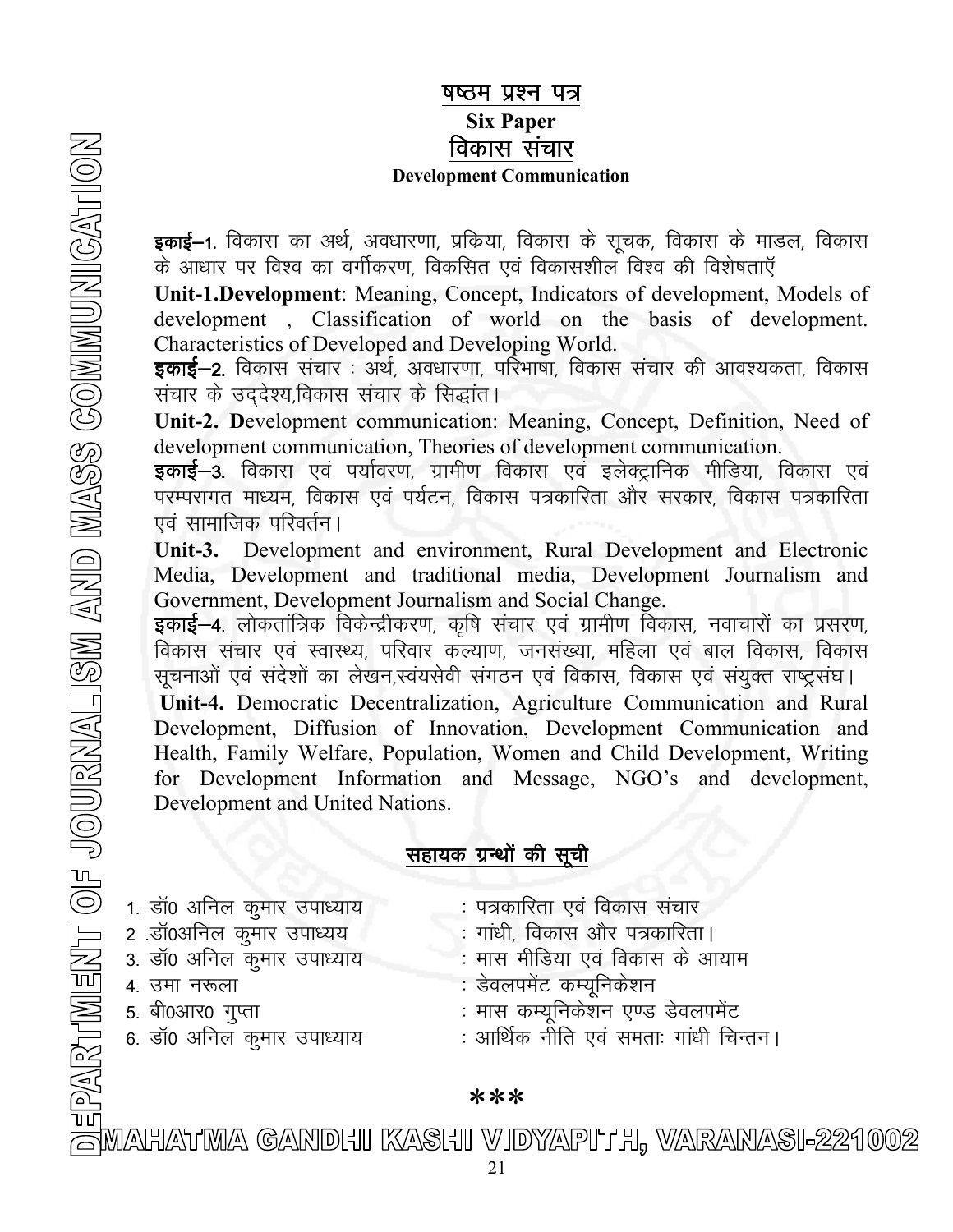## षष्ठम प्रश्न पत्र

## Six Paper

## विकास संचार

### Development Communication

**इकाई–1.** विकास का अर्थ, अवधारणा, प्रक्रिया, विकास के सूचक, विकास के माडल, विकास के आधार पर विश्व का वर्गीकरण, विकसित एवं विकासशील विश्व की विशेषताएँ

**Unit-1.Development**: Meaning, Concept, Indicators of development, Models of development , Classification of world on the basis of development. Characteristics of Developed and Developing World.

**इकाई–2.** विकास संचार : अर्थ, अवधारणा, परिभाषा, विकास संचार की आवश्यकता, विकास संचार के उद्देश्य,विकास संचार के सिद्धांत।

**Unit-2. D**evelopment communication: Meaning, Concept, Definition, Need of development communication, Theories of development communication.

**इकाई–3.** विकास एवं पर्यावरण, ग्रामीण विकास एवं इलेक्ट्रानिक मीडिया, विकास एवं परम्परागत माध्यम, विकास एवं पर्यटन, विकास पत्रकारिता और सरकार, विकास पत्रकारिता एवं सामाजिक परिवर्तन।

**Unit-3.** Development and environment, Rural Development and Electronic Media, Development and traditional media, Development Journalism and Government, Development Journalism and Social Change.

**इकाई–4.** लोकतांत्रिक विकेन्द्रीकरण, कृषि संचार एवं ग्रामीण विकास, नवाचारों का प्रसरण, विकास संचार एवं स्वास्थ्य, परिवार कल्याण, जनसंख्या, महिला एवं बाल विकास, विकास सूचनाओं एवं संदेशों का लेखन,स्वंयसेवी संगठन एवं विकास, विकास एवं संयुक्त राष्ट्रसंघ।

**Unit-4.** Democratic Decentralization, Agriculture Communication and Rural Development, Diffusion of Innovation, Development Communication and Health, Family Welfare, Population, Women and Child Development, Writing for Development Information and Message, NGO's and development, Development and United Nations.

## सहायक ग्रन्थों की सूची

1. डॉ0 अनिल कुमार उपाध्याय : पत्रकारिता एवं विकास संचार
2. .डॉ0अनिल कुमार उपाध्यय : गांधी, विकास और पत्रकारिता।
3. डॉ0 अनिल कुमार उपाध्याय : मास मीडिया एवं विकास के आयाम
4. उमा नरूला : डेवलपमेंट कम्यूनिकेशन
5. बी0आर0 गुप्ता : मास कम्यूनिकेशन एण्ड डेवलपमेंट
6. डॉ0 अनिल कुमार उपाध्याय : आर्थिक नीति एवं समताः गांधी चिन्तन।

***